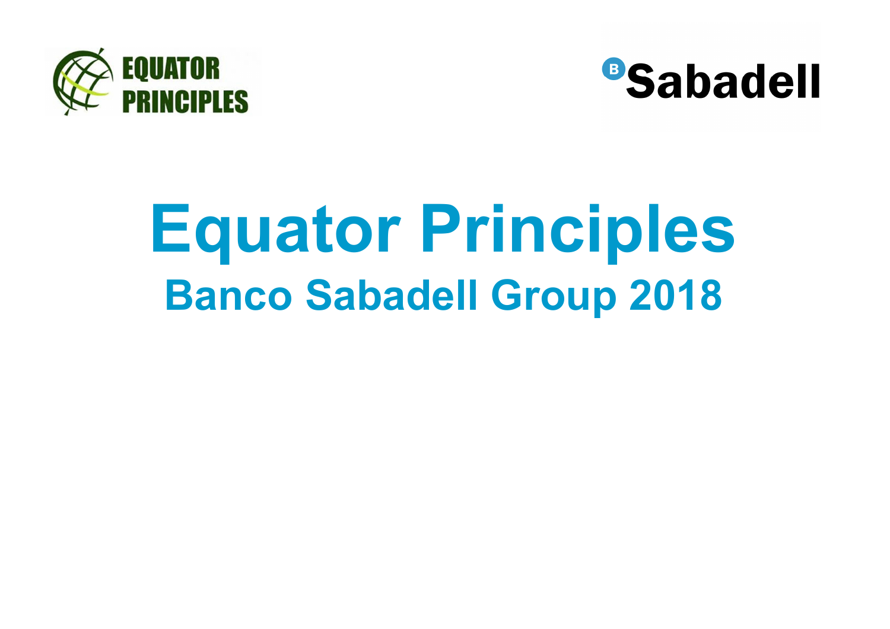EQUATOR PRINCIPLES

Sabadell

# Equator Principles

## Banco Sabadell Group 2018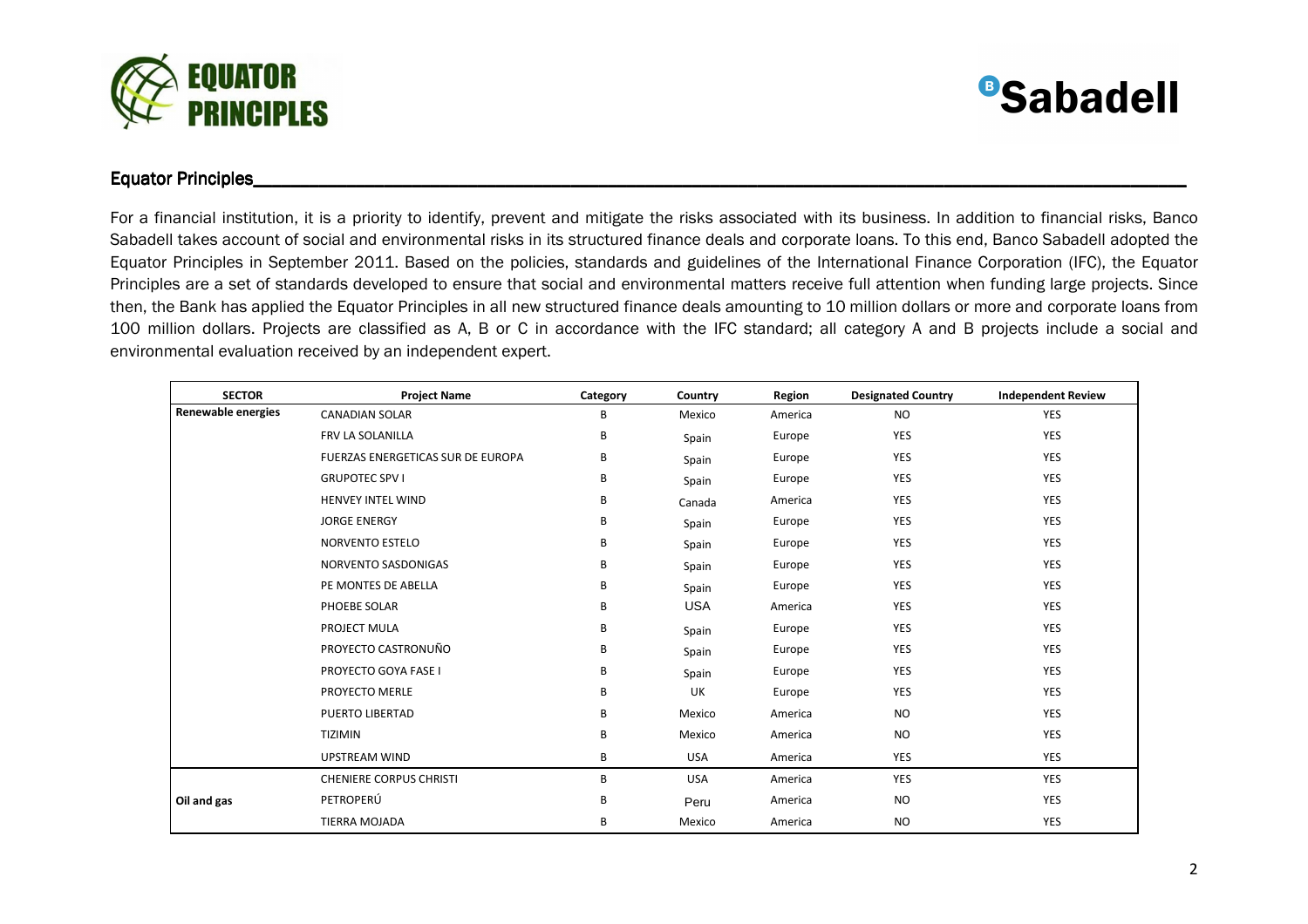## Equator Principles

For a financial institution, it is a priority to identify, prevent and mitigate the risks associated with its business. In addition to financial risks, Banco Sabadell takes account of social and environmental risks in its structured finance deals and corporate loans. To this end, Banco Sabadell adopted the Equator Principles in September 2011. Based on the policies, standards and guidelines of the International Finance Corporation (IFC), the Equator Principles are a set of standards developed to ensure that social and environmental matters receive full attention when funding large projects. Since then, the Bank has applied the Equator Principles in all new structured finance deals amounting to 10 million dollars or more and corporate loans from 100 million dollars. Projects are classified as A, B or C in accordance with the IFC standard; all category A and B projects include a social and environmental evaluation received by an independent expert.

| SECTOR | Project Name | Category | Country | Region | Designated Country | Independent Review |
|---|---|---|---|---|---|---|
| Renewable energies | CANADIAN SOLAR | B | Mexico | America | NO | YES |
| | FRV LA SOLANILLA | B | Spain | Europe | YES | YES |
| | FUERZAS ENERGETICAS SUR DE EUROPA | B | Spain | Europe | YES | YES |
| | GRUPOTEC SPV I | B | Spain | Europe | YES | YES |
| | HENVEY INTEL WIND | B | Canada | America | YES | YES |
| | JORGE ENERGY | B | Spain | Europe | YES | YES |
| | NORVENTO ESTELO | B | Spain | Europe | YES | YES |
| | NORVENTO SASDONIGAS | B | Spain | Europe | YES | YES |
| | PE MONTES DE ABELLA | B | Spain | Europe | YES | YES |
| | PHOEBE SOLAR | B | USA | America | YES | YES |
| | PROJECT MULA | B | Spain | Europe | YES | YES |
| | PROYECTO CASTRONUÑO | B | Spain | Europe | YES | YES |
| | PROYECTO GOYA FASE I | B | Spain | Europe | YES | YES |
| | PROYECTO MERLE | B | UK | Europe | YES | YES |
| | PUERTO LIBERTAD | B | Mexico | America | NO | YES |
| | TIZIMIN | B | Mexico | America | NO | YES |
| | UPSTREAM WIND | B | USA | America | YES | YES |
| Oil and gas | CHENIERE CORPUS CHRISTI | B | USA | America | YES | YES |
| | PETROPERÚ | B | Peru | America | NO | YES |
| | TIERRA MOJADA | B | Mexico | America | NO | YES |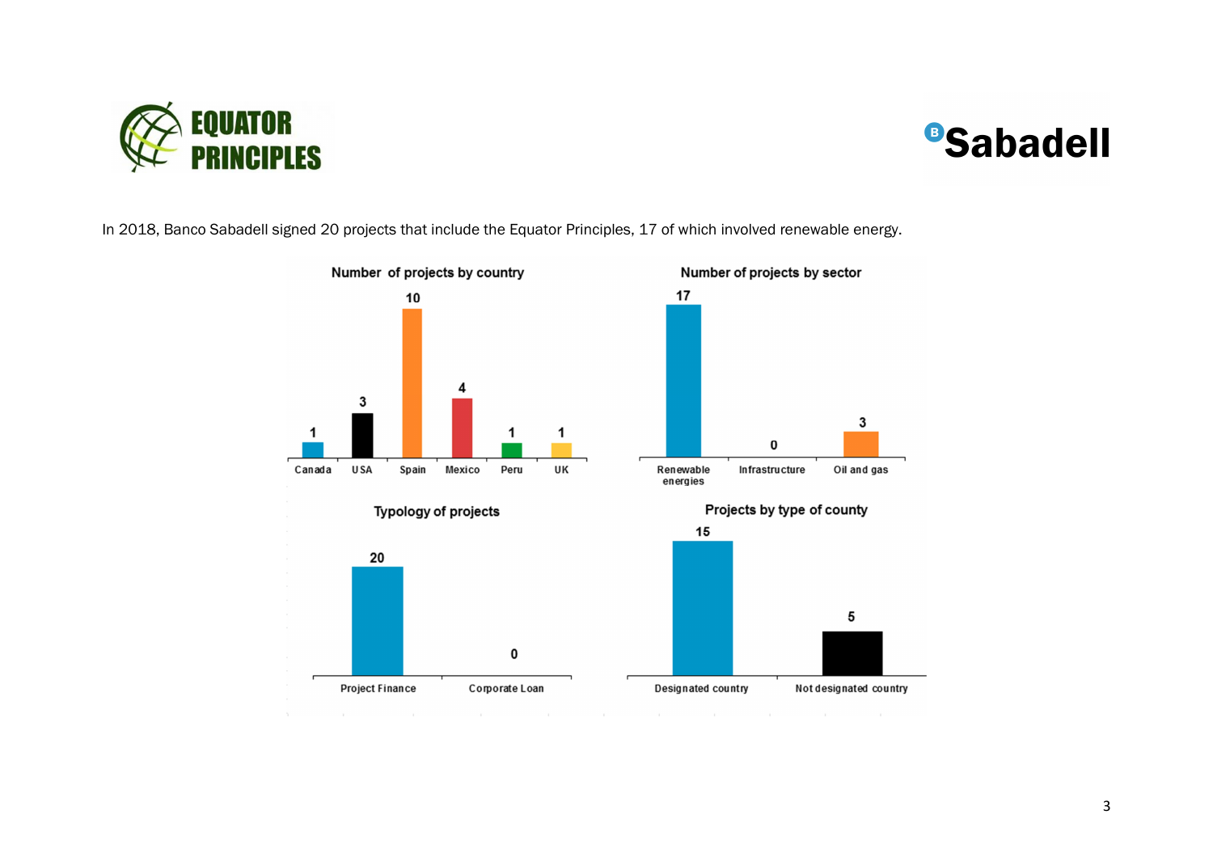EQUATOR PRINCIPLES

Sabadell

In 2018, Banco Sabadell signed 20 projects that include the Equator Principles, 17 of which involved renewable energy.

**Number of projects by country**

| Canada | USA | Spain | Mexico | Peru | UK |
|---|---|---|---|---|---|
| 1 | 3 | 10 | 4 | 1 | 1 |

**Number of projects by sector**

| Renewable energies | Infrastructure | Oil and gas |
|---|---|---|
| 17 | 0 | 3 |

**Typology of projects**

| Project Finance | Corporate Loan |
|---|---|
| 20 | 0 |

**Projects by type of county**

| Designated country | Not designated country |
|---|---|
| 15 | 5 |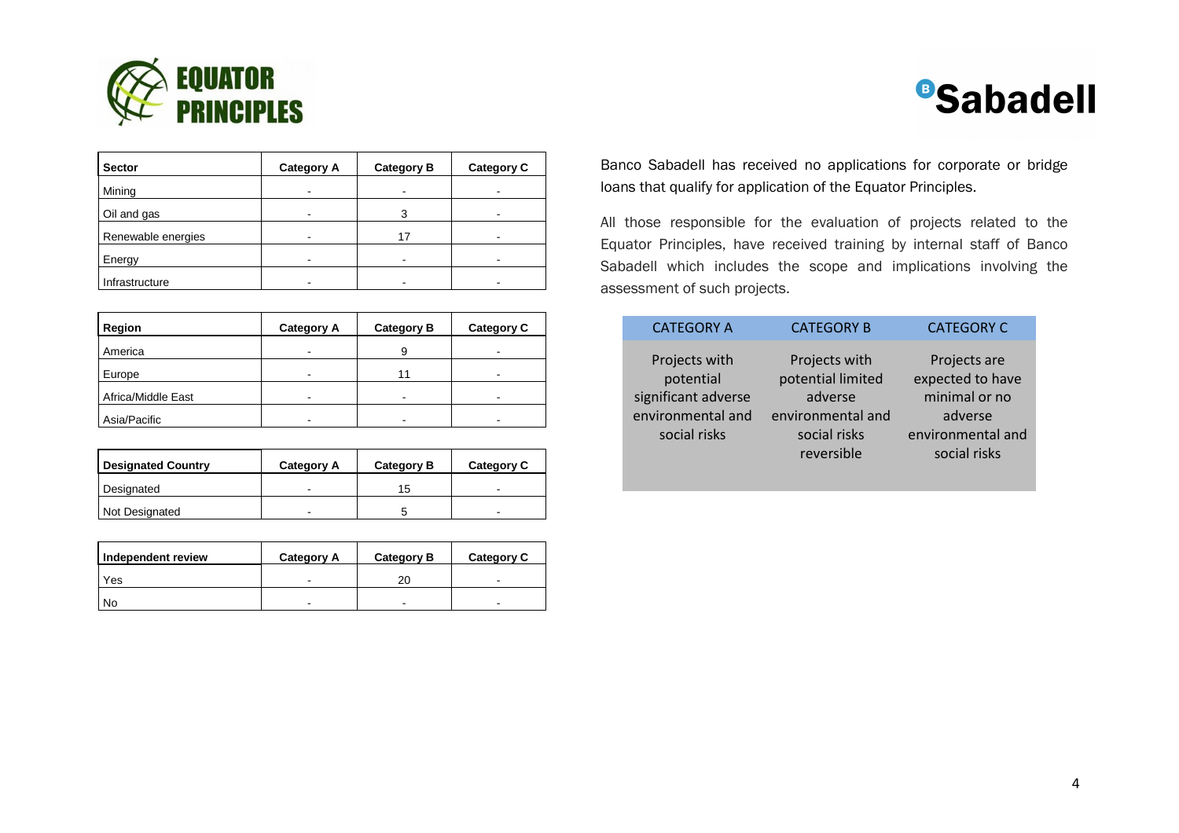| Sector | Category A | Category B | Category C |
| --- | --- | --- | --- |
| Mining | - | - | - |
| Oil and gas | - | 3 | - |
| Renewable energies | - | 17 | - |
| Energy | - | - | - |
| Infrastructure | - | - | - |

| Region | Category A | Category B | Category C |
| --- | --- | --- | --- |
| America | - | 9 | - |
| Europe | - | 11 | - |
| Africa/Middle East | - | - | - |
| Asia/Pacific | - | - | - |

| Designated Country | Category A | Category B | Category C |
| --- | --- | --- | --- |
| Designated | - | 15 | - |
| Not Designated | - | 5 | - |

| Independent review | Category A | Category B | Category C |
| --- | --- | --- | --- |
| Yes | - | 20 | - |
| No | - | - | - |

Banco Sabadell has received no applications for corporate or bridge loans that qualify for application of the Equator Principles.

All those responsible for the evaluation of projects related to the Equator Principles, have received training by internal staff of Banco Sabadell which includes the scope and implications involving the assessment of such projects.

| CATEGORY A | CATEGORY B | CATEGORY C |
| --- | --- | --- |
| Projects with potential significant adverse environmental and social risks | Projects with potential limited adverse environmental and social risks reversible | Projects are expected to have minimal or no adverse environmental and social risks |